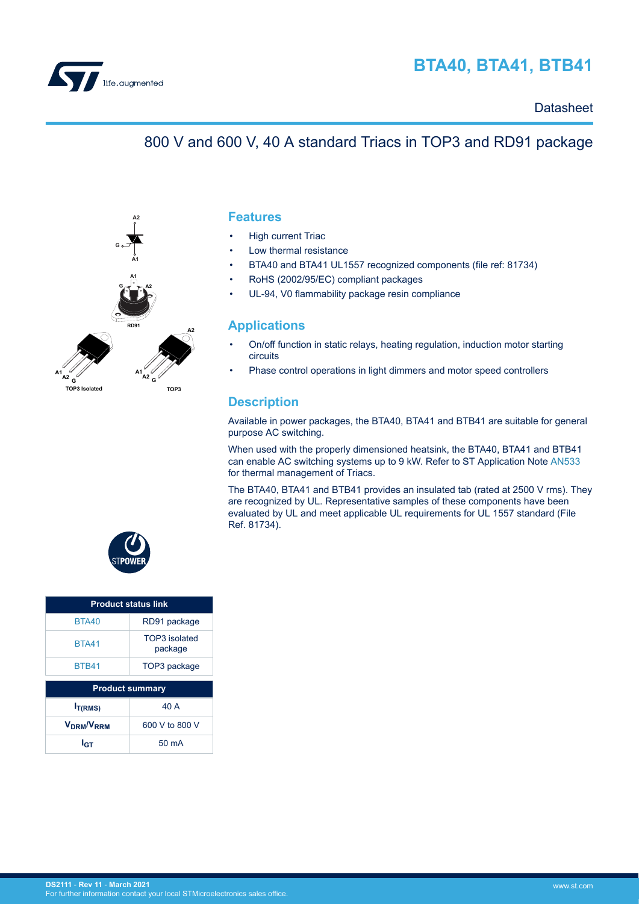# BTA40, BTA41, BTB41

Datasheet

## 800 V and 600 V, 40 A standard Triacs in TOP3 and RD91 package

A2

G

A1

A1

G

A2

RD91

A2

A1

A2

G

TOP3 Isolated

A1

A2

G

TOP3

### Features

- High current Triac
- Low thermal resistance
- BTA40 and BTA41 UL1557 recognized components (file ref: 81734)
- RoHS (2002/95/EC) compliant packages
- UL-94, V0 flammability package resin compliance

### Applications

- On/off function in static relays, heating regulation, induction motor starting circuits
- Phase control operations in light dimmers and motor speed controllers

### Description

Available in power packages, the BTA40, BTA41 and BTB41 are suitable for general purpose AC switching.

When used with the properly dimensioned heatsink, the BTA40, BTA41 and BTB41 can enable AC switching systems up to 9 kW. Refer to ST Application Note AN533 for thermal management of Triacs.

The BTA40, BTA41 and BTB41 provides an insulated tab (rated at 2500 V rms). They are recognized by UL. Representative samples of these components have been evaluated by UL and meet applicable UL requirements for UL 1557 standard (File Ref. 81734).

| Product status link | |
|---|---|
| BTA40 | RD91 package |
| BTA41 | TOP3 isolated package |
| BTB41 | TOP3 package |

| Product summary | |
|---|---|
| $I_{T(RMS)}$ | 40 A |
| $V_{DRM}/V_{RRM}$ | 600 V to 800 V |
| $I_{GT}$ | 50 mA |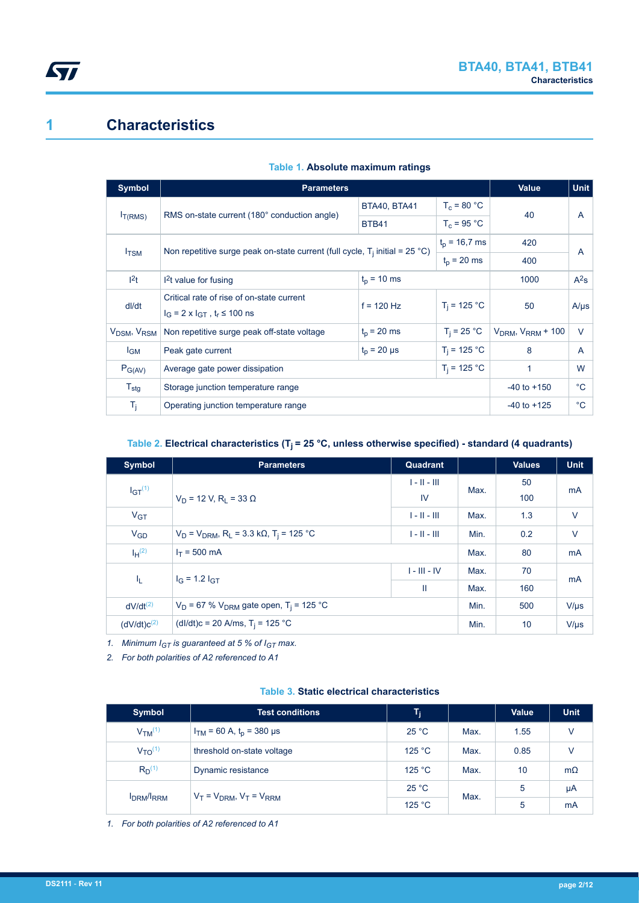# 1 Characteristics

**Table 1. Absolute maximum ratings**

| Symbol | Parameters | | | Value | Unit |
|---|---|---|---|---|---|
| $I_{T(RMS)}$ | RMS on-state current (180° conduction angle) | BTA40, BTA41 | $T_c$ = 80 °C | 40 | A |
| | | BTB41 | $T_c$ = 95 °C | | |
| $I_{TSM}$ | Non repetitive surge peak on-state current (full cycle, $T_j$ initial = 25 °C) | | $t_p$ = 16,7 ms | 420 | A |
| | | | $t_p$ = 20 ms | 400 | |
| $I^2t$ | $I^2t$ value for fusing | $t_p$ = 10 ms | | 1000 | $A^2s$ |
| dI/dt | Critical rate of rise of on-state current $I_G$ = 2 x $I_{GT}$ , $t_r$ ≤ 100 ns | f = 120 Hz | $T_j$ = 125 °C | 50 | A/µs |
| $V_{DSM}$, $V_{RSM}$ | Non repetitive surge peak off-state voltage | $t_p$ = 20 ms | $T_j$ = 25 °C | $V_{DRM}$, $V_{RRM}$ + 100 | V |
| $I_{GM}$ | Peak gate current | $t_p$ = 20 µs | $T_j$ = 125 °C | 8 | A |
| $P_{G(AV)}$ | Average gate power dissipation | | $T_j$ = 125 °C | 1 | W |
| $T_{stg}$ | Storage junction temperature range | | | -40 to +150 | °C |
| $T_j$ | Operating junction temperature range | | | -40 to +125 | °C |

**Table 2. Electrical characteristics ($T_j$ = 25 °C, unless otherwise specified) - standard (4 quadrants)**

| Symbol | Parameters | Quadrant | | Values | Unit |
|---|---|---|---|---|---|
| $I_{GT}$ [(1)] | $V_D$ = 12 V, $R_L$ = 33 Ω | I - II - III | Max. | 50 | mA |
| | | IV | | 100 | |
| $V_{GT}$ | | I - II - III | Max. | 1.3 | V |
| $V_{GD}$ | $V_D$ = $V_{DRM}$, $R_L$ = 3.3 kΩ, $T_j$ = 125 °C | I - II - III | Min. | 0.2 | V |
| $I_H$ [(2)] | $I_T$ = 500 mA | | Max. | 80 | mA |
| $I_L$ | $I_G$ = 1.2 $I_{GT}$ | I - III - IV | Max. | 70 | mA |
| | | II | Max. | 160 | |
| dV/dt [(2)] | $V_D$ = 67 % $V_{DRM}$ gate open, $T_j$ = 125 °C | | Min. | 500 | V/µs |
| (dV/dt)c [(2)] | (dI/dt)c = 20 A/ms, $T_j$ = 125 °C | | Min. | 10 | V/µs |

1. *Minimum $I_{GT}$ is guaranteed at 5 % of $I_{GT}$ max.*
2. *For both polarities of A2 referenced to A1*

**Table 3. Static electrical characteristics**

| Symbol | Test conditions | $T_j$ | | Value | Unit |
|---|---|---|---|---|---|
| $V_{TM}$ [(1)] | $I_{TM}$ = 60 A, $t_p$ = 380 µs | 25 °C | Max. | 1.55 | V |
| $V_{TO}$ [(1)] | threshold on-state voltage | 125 °C | Max. | 0.85 | V |
| $R_D$ [(1)] | Dynamic resistance | 125 °C | Max. | 10 | mΩ |
| $I_{DRM}$/$I_{RRM}$ | $V_T$ = $V_{DRM}$, $V_T$ = $V_{RRM}$ | 25 °C | Max. | 5 | µA |
| | | 125 °C | | 5 | mA |

1. *For both polarities of A2 referenced to A1*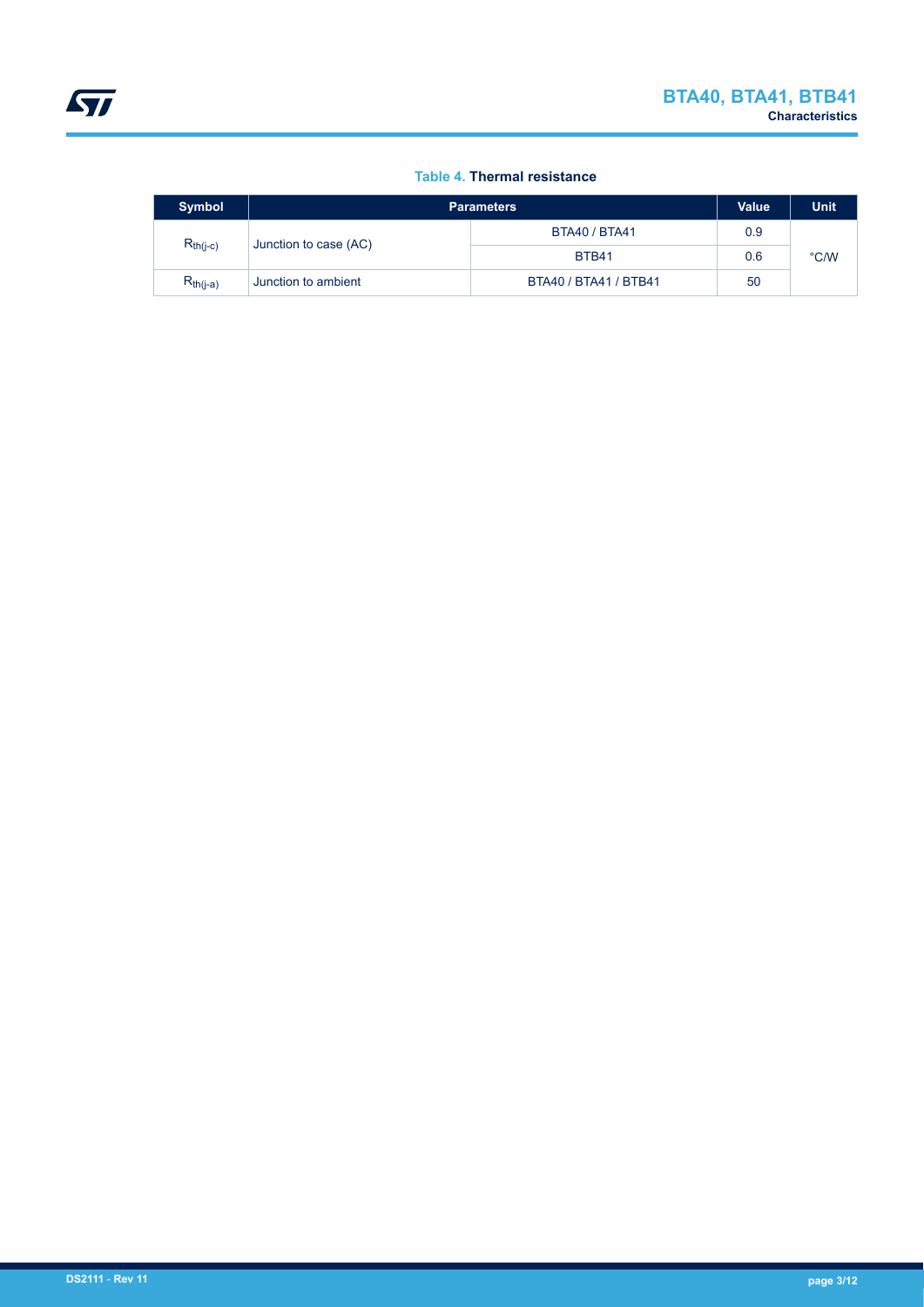**Table 4. Thermal resistance**

| Symbol | Parameters | | Value | Unit |
|---|---|---|---|---|
| $R_{th(j-c)}$ | Junction to case (AC) | BTA40 / BTA41 | 0.9 | °C/W |
| | | BTB41 | 0.6 | |
| $R_{th(j-a)}$ | Junction to ambient | BTA40 / BTA41 / BTB41 | 50 | |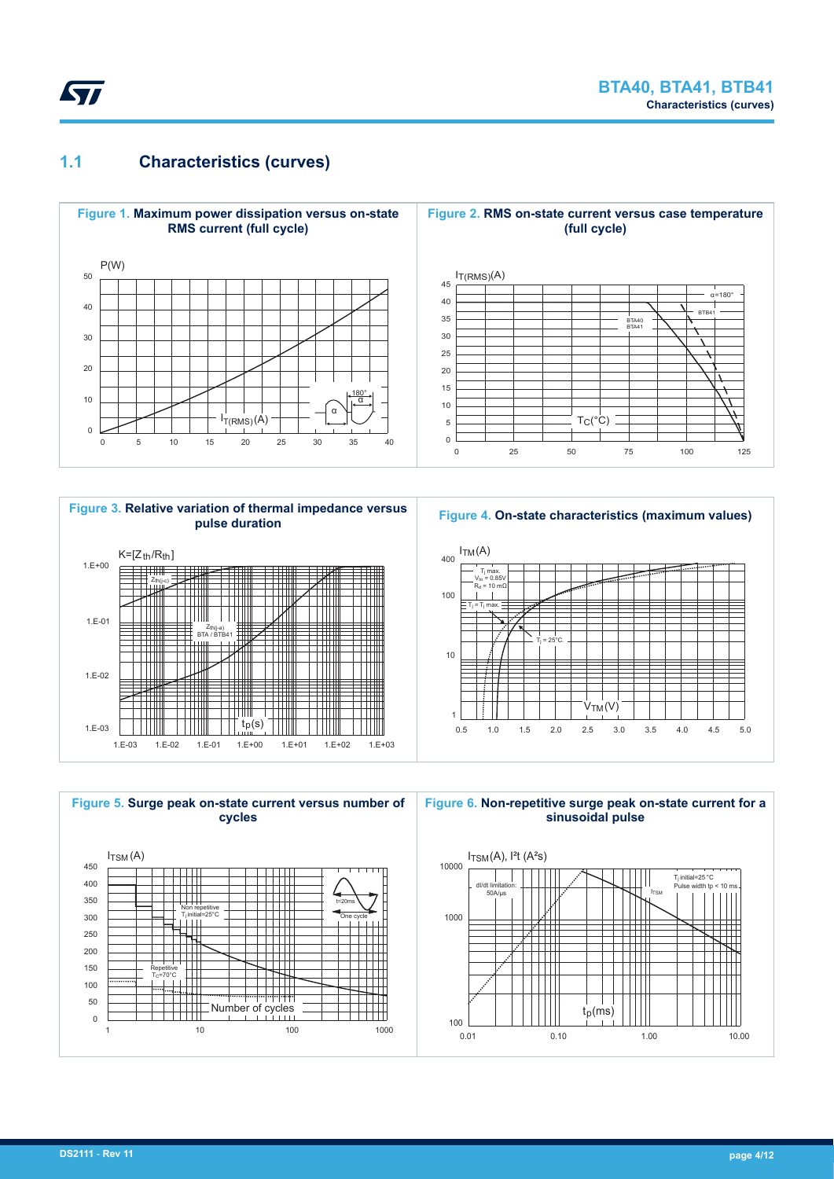## 1.1 Characteristics (curves)

**Figure 1.** Maximum power dissipation versus on-state RMS current (full cycle)

**Figure 2.** RMS on-state current versus case temperature (full cycle)

**Figure 3.** Relative variation of thermal impedance versus pulse duration

**Figure 4.** On-state characteristics (maximum values)

**Figure 5.** Surge peak on-state current versus number of cycles

**Figure 6.** Non-repetitive surge peak on-state current for a sinusoidal pulse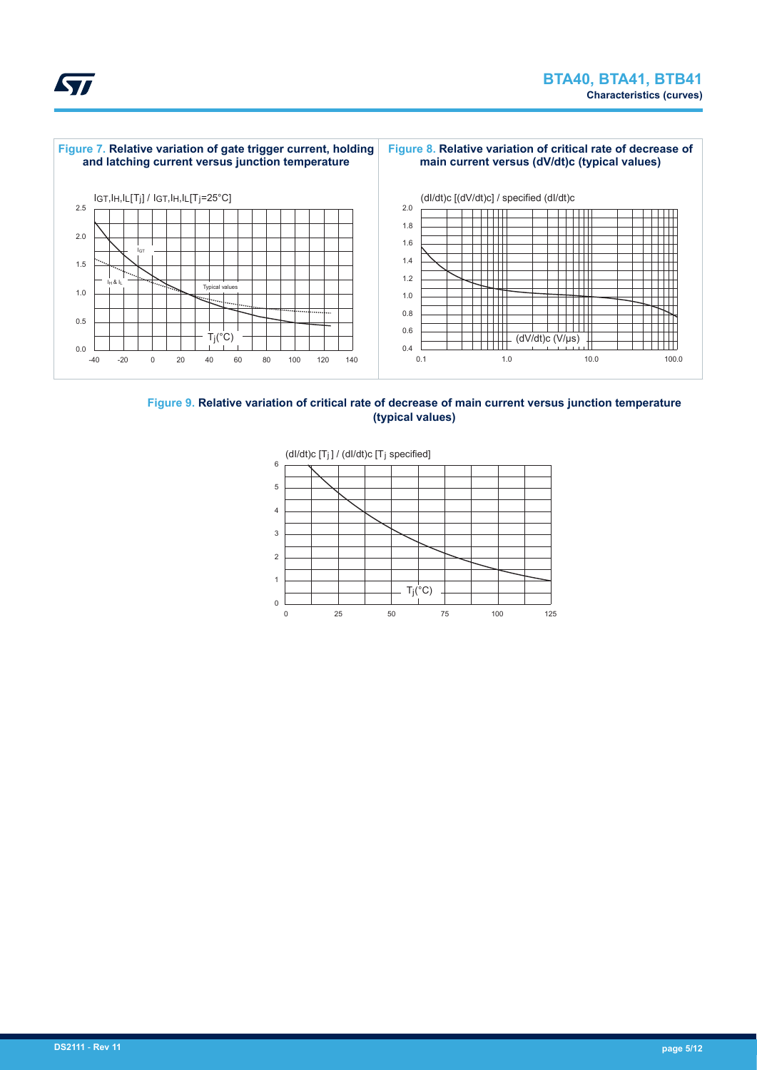**Figure 7.** Relative variation of gate trigger current, holding and latching current versus junction temperature

$I_{GT}, I_H, I_L[T_j] / I_{GT}, I_H, I_L[T_j=25°C]$

**Figure 8.** Relative variation of critical rate of decrease of main current versus (dV/dt)c (typical values)

(dI/dt)c [(dV/dt)c] / specified (dI/dt)c

**Figure 9.** Relative variation of critical rate of decrease of main current versus junction temperature (typical values)

(dI/dt)c $[T_j]$ / (dI/dt)c $[T_j$ specified$]$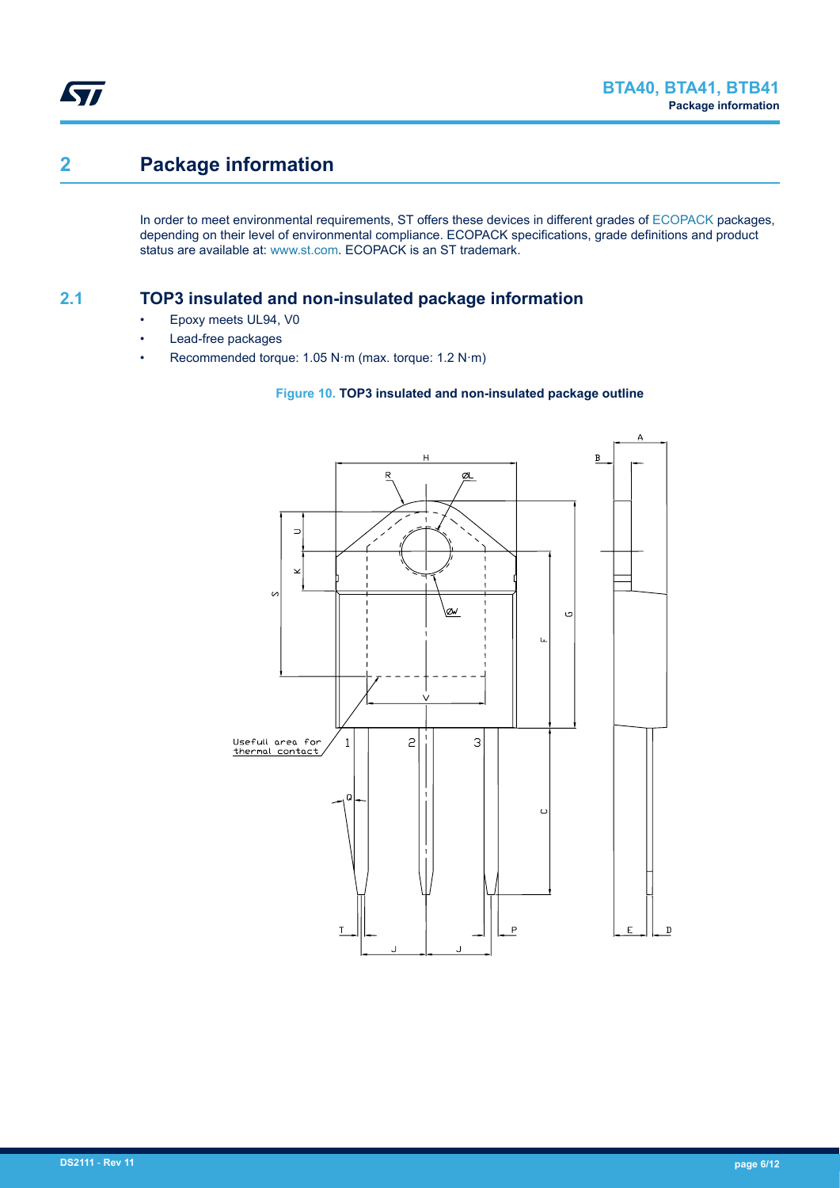# 2 Package information

In order to meet environmental requirements, ST offers these devices in different grades of ECOPACK packages, depending on their level of environmental compliance. ECOPACK specifications, grade definitions and product status are available at: www.st.com. ECOPACK is an ST trademark.

## 2.1 TOP3 insulated and non-insulated package information

- Epoxy meets UL94, V0
- Lead-free packages
- Recommended torque: 1.05 N·m (max. torque: 1.2 N·m)

**Figure 10. TOP3 insulated and non-insulated package outline**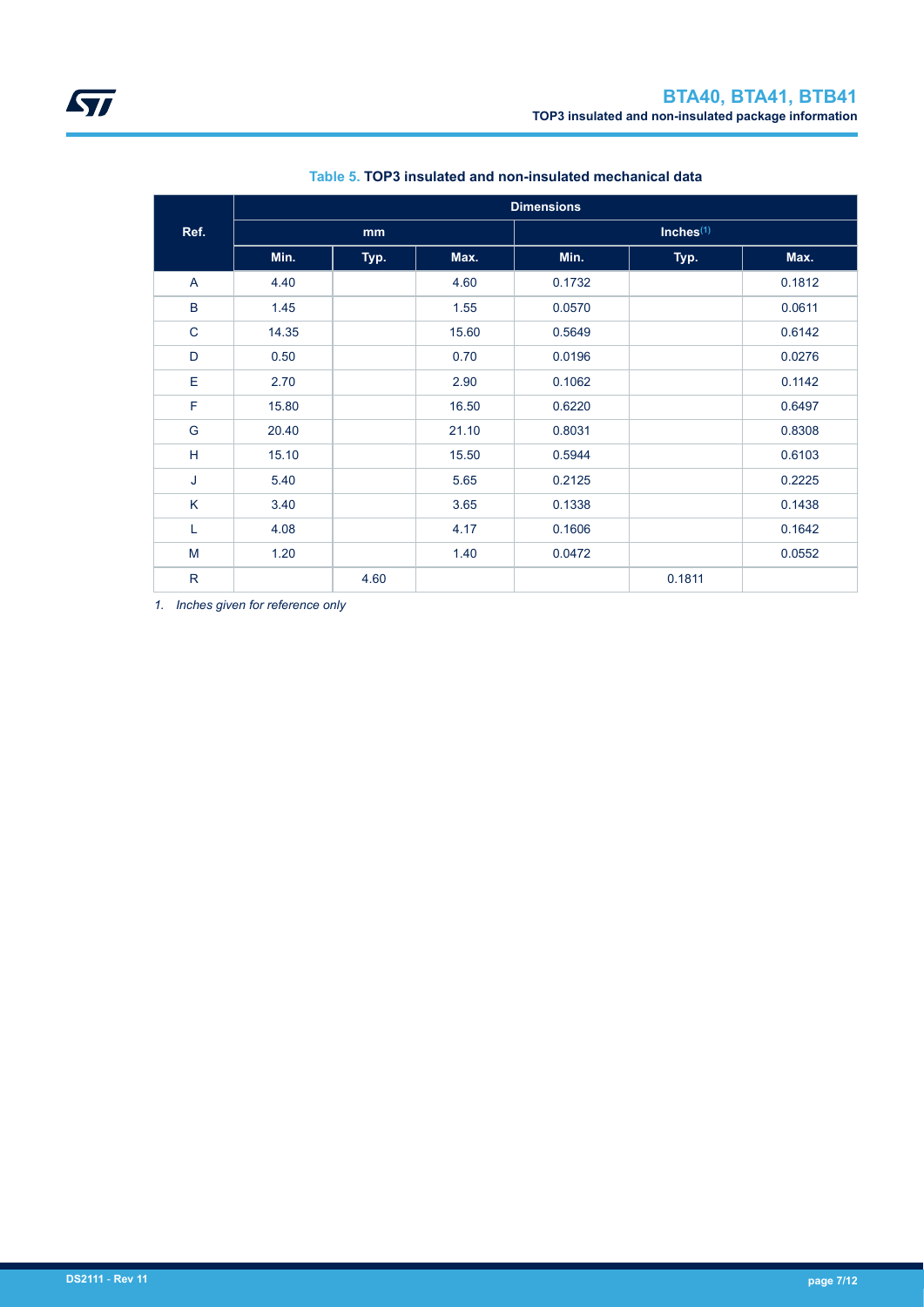**Table 5. TOP3 insulated and non-insulated mechanical data**

| Ref. | Dimensions | | | | | |
|---|---|---|---|---|---|---|
| | mm | | | Inches[1] | | |
| | Min. | Typ. | Max. | Min. | Typ. | Max. |
| A | 4.40 | | 4.60 | 0.1732 | | 0.1812 |
| B | 1.45 | | 1.55 | 0.0570 | | 0.0611 |
| C | 14.35 | | 15.60 | 0.5649 | | 0.6142 |
| D | 0.50 | | 0.70 | 0.0196 | | 0.0276 |
| E | 2.70 | | 2.90 | 0.1062 | | 0.1142 |
| F | 15.80 | | 16.50 | 0.6220 | | 0.6497 |
| G | 20.40 | | 21.10 | 0.8031 | | 0.8308 |
| H | 15.10 | | 15.50 | 0.5944 | | 0.6103 |
| J | 5.40 | | 5.65 | 0.2125 | | 0.2225 |
| K | 3.40 | | 3.65 | 0.1338 | | 0.1438 |
| L | 4.08 | | 4.17 | 0.1606 | | 0.1642 |
| M | 1.20 | | 1.40 | 0.0472 | | 0.0552 |
| R | | 4.60 | | | 0.1811 | |

*1. Inches given for reference only*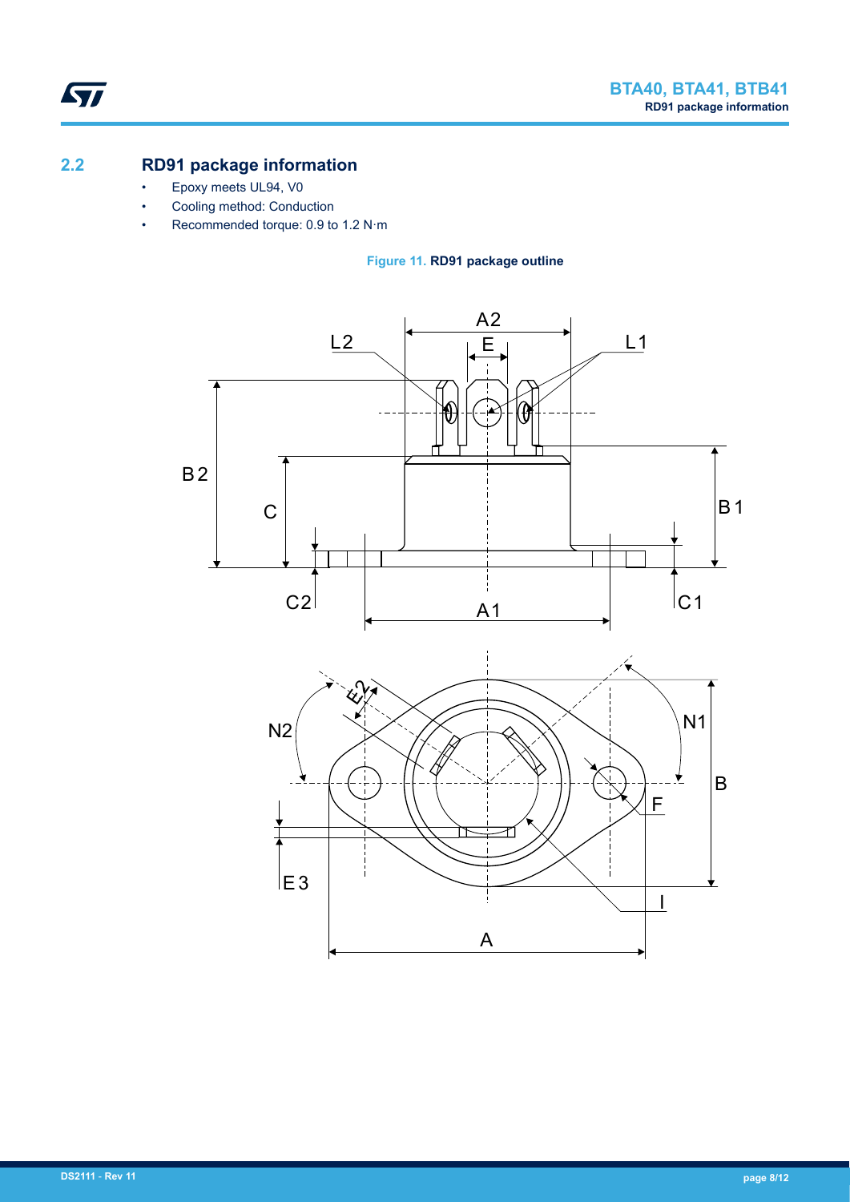## 2.2 RD91 package information

- Epoxy meets UL94, V0
- Cooling method: Conduction
- Recommended torque: 0.9 to 1.2 N·m

**Figure 11. RD91 package outline**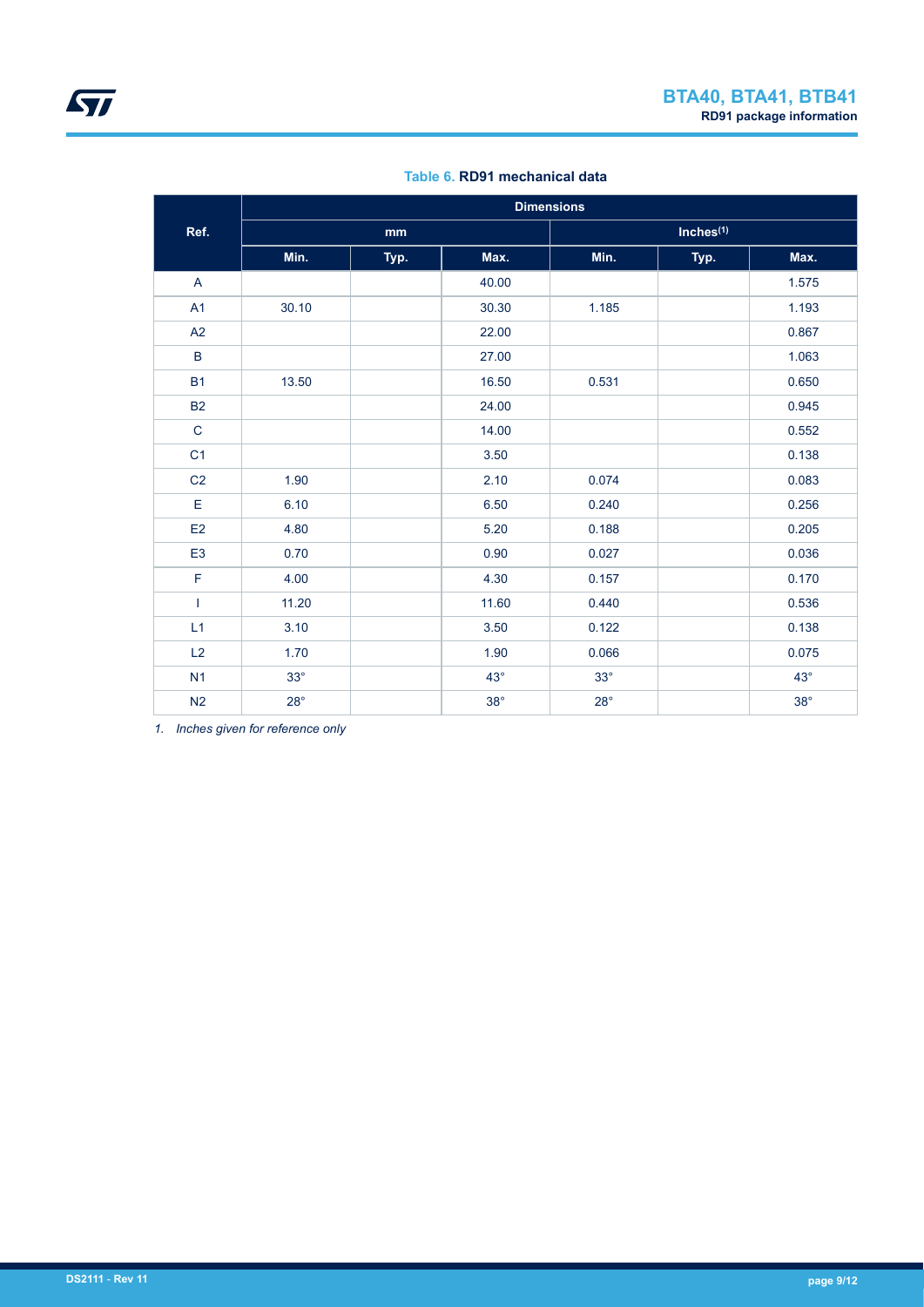**Table 6. RD91 mechanical data**

| Ref. | Dimensions | | | | | |
|---|---|---|---|---|---|---|
| | mm | | | Inches[1] | | |
| | Min. | Typ. | Max. | Min. | Typ. | Max. |
| A | | | 40.00 | | | 1.575 |
| A1 | 30.10 | | 30.30 | 1.185 | | 1.193 |
| A2 | | | 22.00 | | | 0.867 |
| B | | | 27.00 | | | 1.063 |
| B1 | 13.50 | | 16.50 | 0.531 | | 0.650 |
| B2 | | | 24.00 | | | 0.945 |
| C | | | 14.00 | | | 0.552 |
| C1 | | | 3.50 | | | 0.138 |
| C2 | 1.90 | | 2.10 | 0.074 | | 0.083 |
| E | 6.10 | | 6.50 | 0.240 | | 0.256 |
| E2 | 4.80 | | 5.20 | 0.188 | | 0.205 |
| E3 | 0.70 | | 0.90 | 0.027 | | 0.036 |
| F | 4.00 | | 4.30 | 0.157 | | 0.170 |
| I | 11.20 | | 11.60 | 0.440 | | 0.536 |
| L1 | 3.10 | | 3.50 | 0.122 | | 0.138 |
| L2 | 1.70 | | 1.90 | 0.066 | | 0.075 |
| N1 | 33° | | 43° | 33° | | 43° |
| N2 | 28° | | 38° | 28° | | 38° |

1. *Inches given for reference only*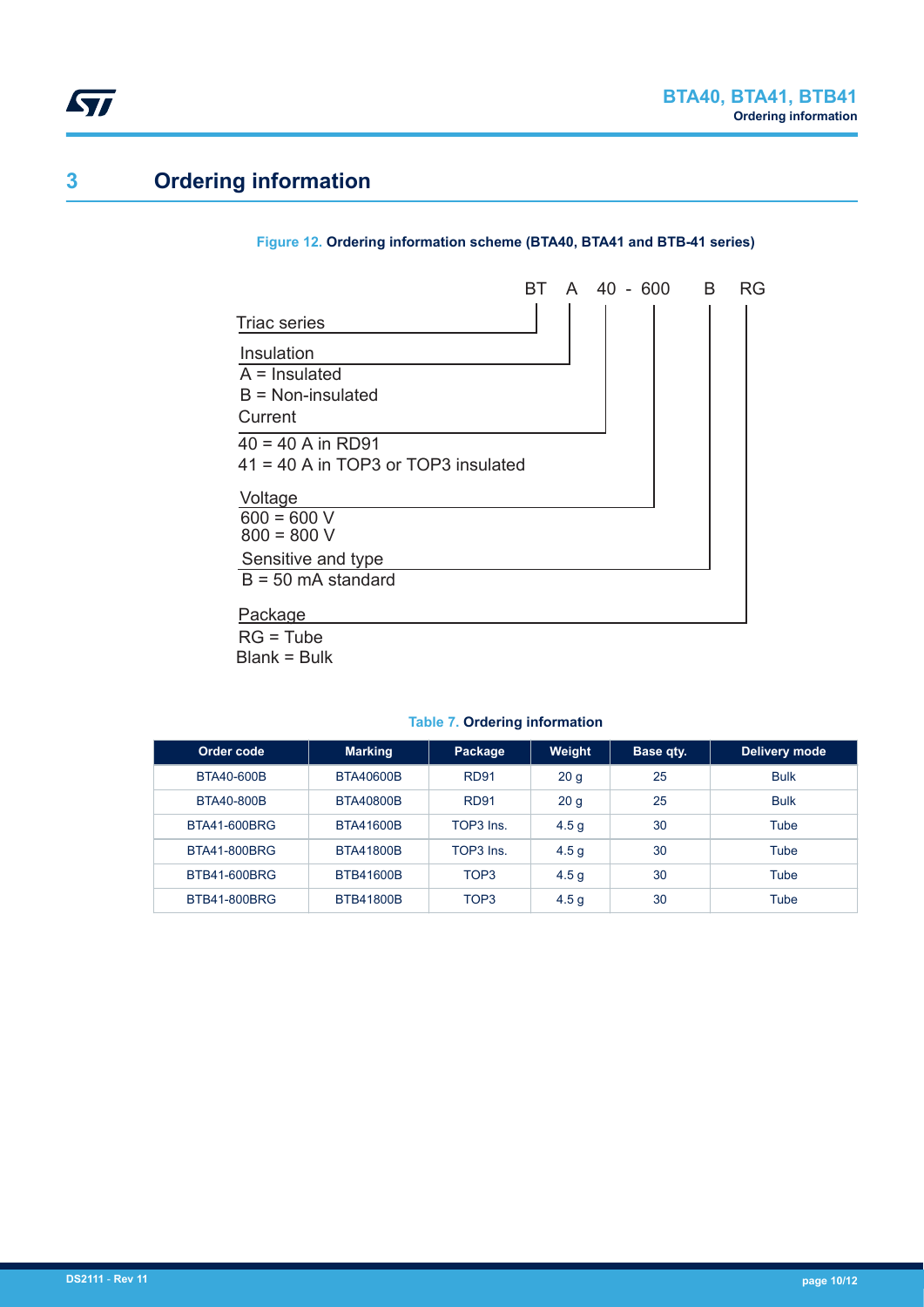# 3 Ordering information

**Figure 12. Ordering information scheme (BTA40, BTA41 and BTB-41 series)**

BT A 40 - 600 B RG

- Triac series
- Insulation
  - A = Insulated
  - B = Non-insulated
- Current
  - 40 = 40 A in RD91
  - 41 = 40 A in TOP3 or TOP3 insulated
- Voltage
  - 600 = 600 V
  - 800 = 800 V
- Sensitive and type
  - B = 50 mA standard
- Package
  - RG = Tube
  - Blank = Bulk

**Table 7. Ordering information**

| Order code | Marking | Package | Weight | Base qty. | Delivery mode |
|---|---|---|---|---|---|
| BTA40-600B | BTA40600B | RD91 | 20 g | 25 | Bulk |
| BTA40-800B | BTA40800B | RD91 | 20 g | 25 | Bulk |
| BTA41-600BRG | BTA41600B | TOP3 Ins. | 4.5 g | 30 | Tube |
| BTA41-800BRG | BTA41800B | TOP3 Ins. | 4.5 g | 30 | Tube |
| BTB41-600BRG | BTB41600B | TOP3 | 4.5 g | 30 | Tube |
| BTB41-800BRG | BTB41800B | TOP3 | 4.5 g | 30 | Tube |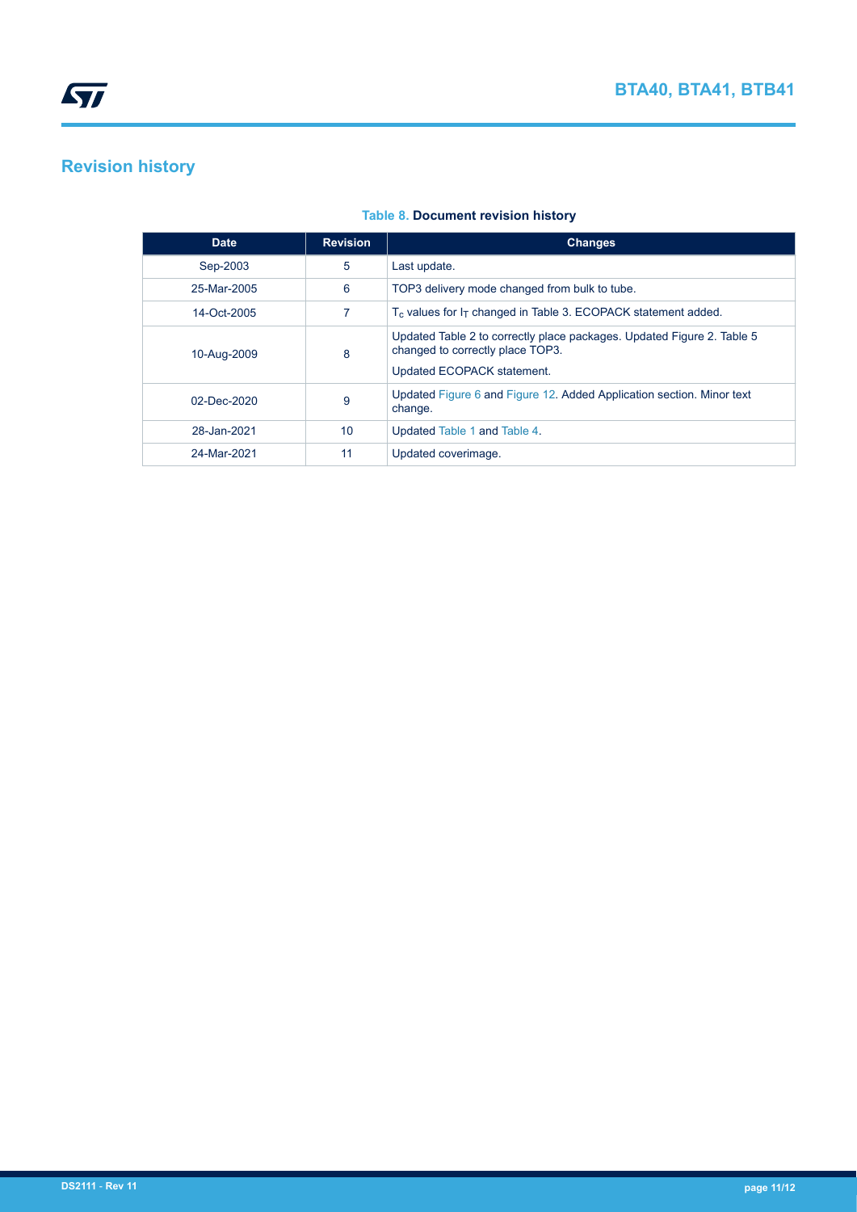## Revision history

**Table 8. Document revision history**

| Date | Revision | Changes |
|---|---|---|
| Sep-2003 | 5 | Last update. |
| 25-Mar-2005 | 6 | TOP3 delivery mode changed from bulk to tube. |
| 14-Oct-2005 | 7 | $T_c$ values for $I_T$ changed in Table 3. ECOPACK statement added. |
| 10-Aug-2009 | 8 | Updated Table 2 to correctly place packages. Updated Figure 2. Table 5 changed to correctly place TOP3. Updated ECOPACK statement. |
| 02-Dec-2020 | 9 | Updated Figure 6 and Figure 12. Added Application section. Minor text change. |
| 28-Jan-2021 | 10 | Updated Table 1 and Table 4. |
| 24-Mar-2021 | 11 | Updated coverimage. |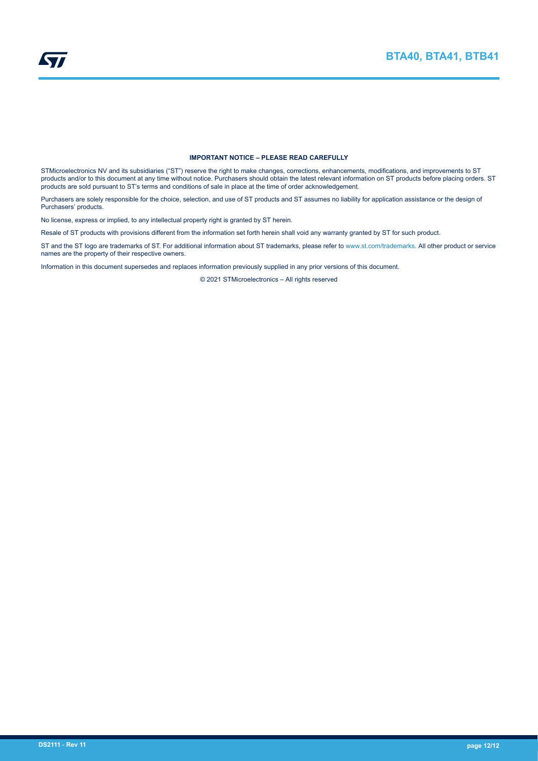**IMPORTANT NOTICE – PLEASE READ CAREFULLY**

STMicroelectronics NV and its subsidiaries ("ST") reserve the right to make changes, corrections, enhancements, modifications, and improvements to ST products and/or to this document at any time without notice. Purchasers should obtain the latest relevant information on ST products before placing orders. ST products are sold pursuant to ST's terms and conditions of sale in place at the time of order acknowledgement.

Purchasers are solely responsible for the choice, selection, and use of ST products and ST assumes no liability for application assistance or the design of Purchasers' products.

No license, express or implied, to any intellectual property right is granted by ST herein.

Resale of ST products with provisions different from the information set forth herein shall void any warranty granted by ST for such product.

ST and the ST logo are trademarks of ST. For additional information about ST trademarks, please refer to www.st.com/trademarks. All other product or service names are the property of their respective owners.

Information in this document supersedes and replaces information previously supplied in any prior versions of this document.

© 2021 STMicroelectronics – All rights reserved